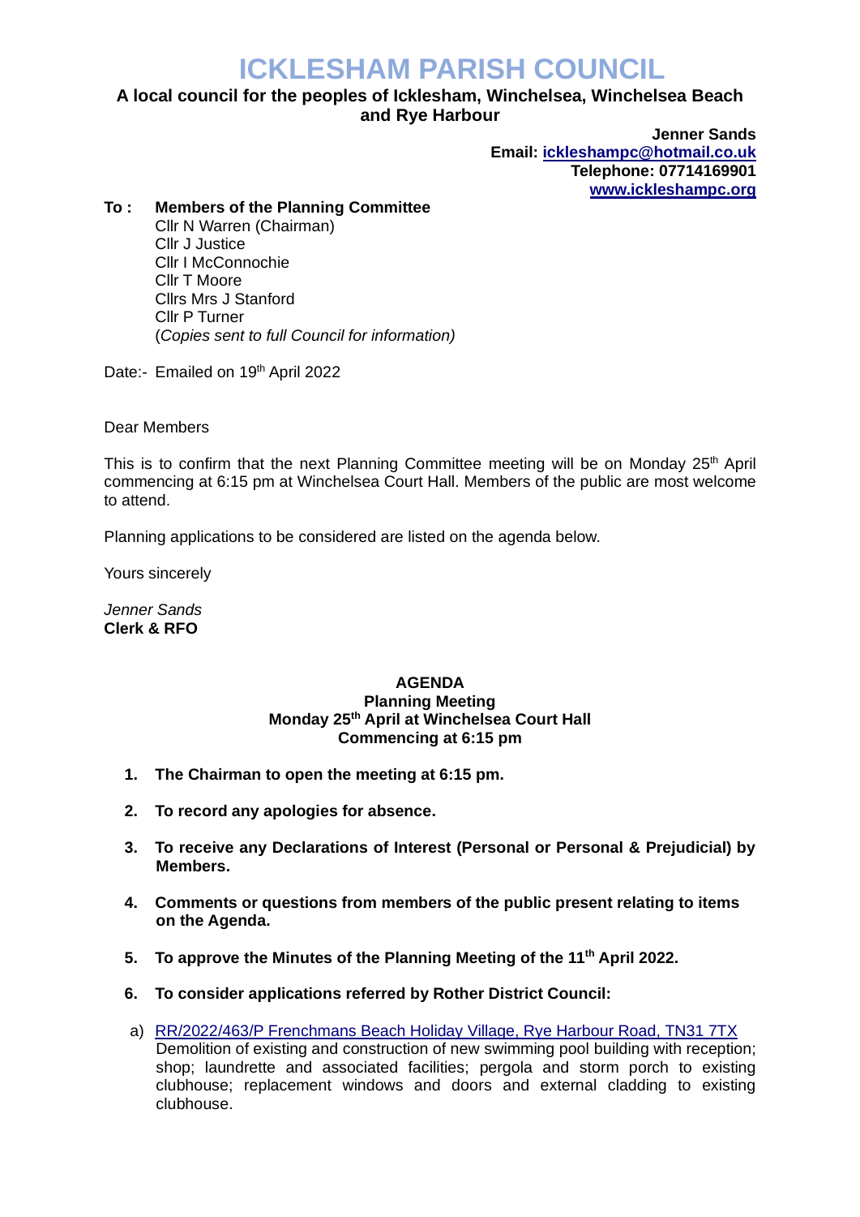# ICKLESHAM PARISH COUNCIL

**A local council for the peoples of Icklesham, Winchelsea, Winchelsea Beach and Rye Harbour**

**Jenner Sands**
**Email: [ickleshampc@hotmail.co.uk](mailto:ickleshampc@hotmail.co.uk)**
**Telephone: 07714169901**
**[www.ickleshampc.org](http://www.ickleshampc.org)**

**To : Members of the Planning Committee**
Cllr N Warren (Chairman)
Cllr J Justice
Cllr I McConnochie
Cllr T Moore
Cllrs Mrs J Stanford
Cllr P Turner
(*Copies sent to full Council for information)*

Date:- Emailed on 19th April 2022

Dear Members

This is to confirm that the next Planning Committee meeting will be on Monday 25th April commencing at 6:15 pm at Winchelsea Court Hall. Members of the public are most welcome to attend.

Planning applications to be considered are listed on the agenda below.

Yours sincerely

*Jenner Sands*
**Clerk & RFO**

**AGENDA**
**Planning Meeting**
**Monday 25th April at Winchelsea Court Hall**
**Commencing at 6:15 pm**

1. **The Chairman to open the meeting at 6:15 pm.**
2. **To record any apologies for absence.**
3. **To receive any Declarations of Interest (Personal or Personal & Prejudicial) by Members.**
4. **Comments or questions from members of the public present relating to items on the Agenda.**
5. **To approve the Minutes of the Planning Meeting of the 11th April 2022.**
6. **To consider applications referred by Rother District Council:**

a) RR/2022/463/P Frenchmans Beach Holiday Village, Rye Harbour Road, TN31 7TX
Demolition of existing and construction of new swimming pool building with reception; shop; laundrette and associated facilities; pergola and storm porch to existing clubhouse; replacement windows and doors and external cladding to existing clubhouse.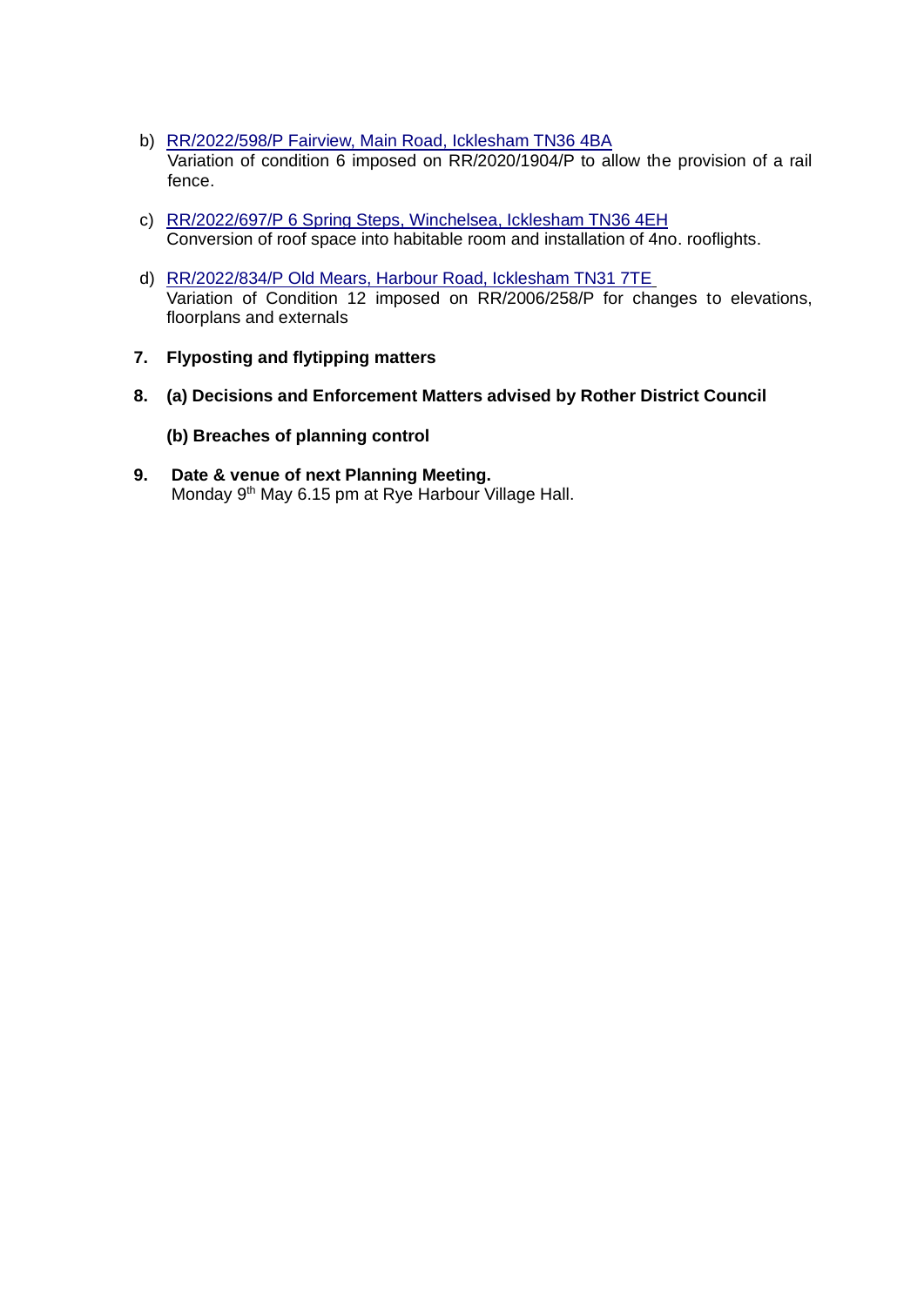b) RR/2022/598/P Fairview, Main Road, Icklesham TN36 4BA
   Variation of condition 6 imposed on RR/2020/1904/P to allow the provision of a rail fence.

c) RR/2022/697/P 6 Spring Steps, Winchelsea, Icklesham TN36 4EH
   Conversion of roof space into habitable room and installation of 4no. rooflights.

d) RR/2022/834/P Old Mears, Harbour Road, Icklesham TN31 7TE
   Variation of Condition 12 imposed on RR/2006/258/P for changes to elevations, floorplans and externals

**7. Flyposting and flytipping matters**

**8. (a) Decisions and Enforcement Matters advised by Rother District Council**

**(b) Breaches of planning control**

**9. Date & venue of next Planning Meeting.**
Monday 9th May 6.15 pm at Rye Harbour Village Hall.